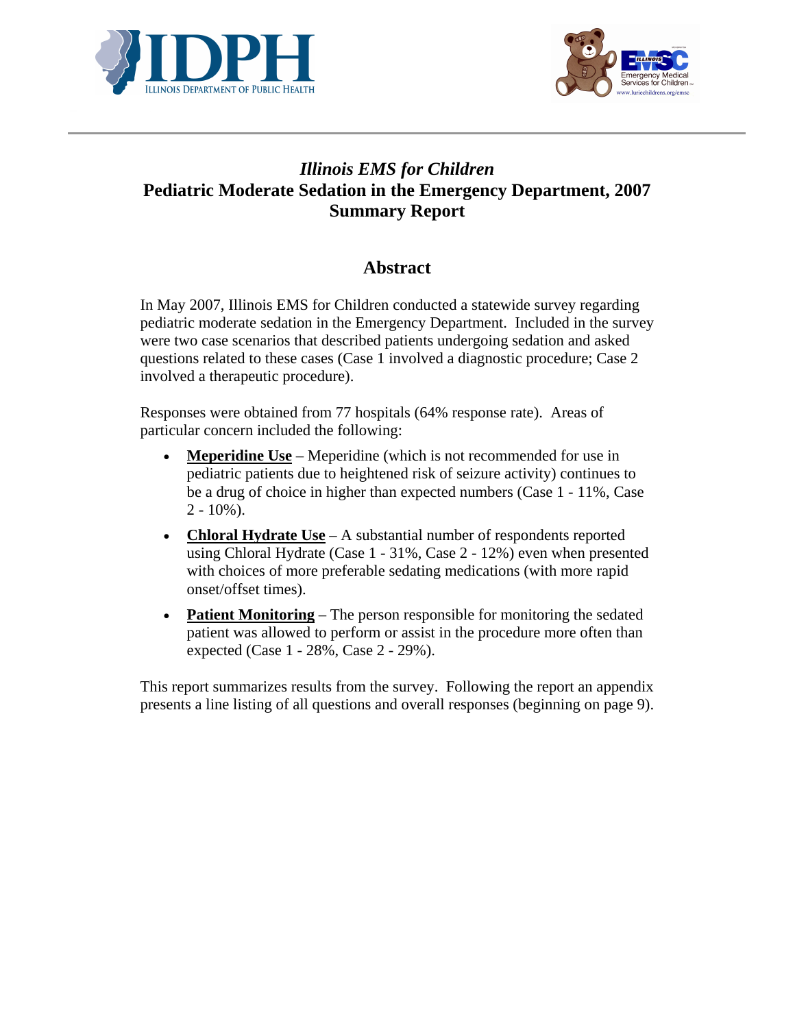# *Illinois EMS for Children*
# Pediatric Moderate Sedation in the Emergency Department, 2007 Summary Report

## Abstract

In May 2007, Illinois EMS for Children conducted a statewide survey regarding pediatric moderate sedation in the Emergency Department. Included in the survey were two case scenarios that described patients undergoing sedation and asked questions related to these cases (Case 1 involved a diagnostic procedure; Case 2 involved a therapeutic procedure).

Responses were obtained from 77 hospitals (64% response rate). Areas of particular concern included the following:

- **Meperidine Use** – Meperidine (which is not recommended for use in pediatric patients due to heightened risk of seizure activity) continues to be a drug of choice in higher than expected numbers (Case 1 - 11%, Case 2 - 10%).
- **Chloral Hydrate Use** – A substantial number of respondents reported using Chloral Hydrate (Case 1 - 31%, Case 2 - 12%) even when presented with choices of more preferable sedating medications (with more rapid onset/offset times).
- **Patient Monitoring** – The person responsible for monitoring the sedated patient was allowed to perform or assist in the procedure more often than expected (Case 1 - 28%, Case 2 - 29%).

This report summarizes results from the survey. Following the report an appendix presents a line listing of all questions and overall responses (beginning on page 9).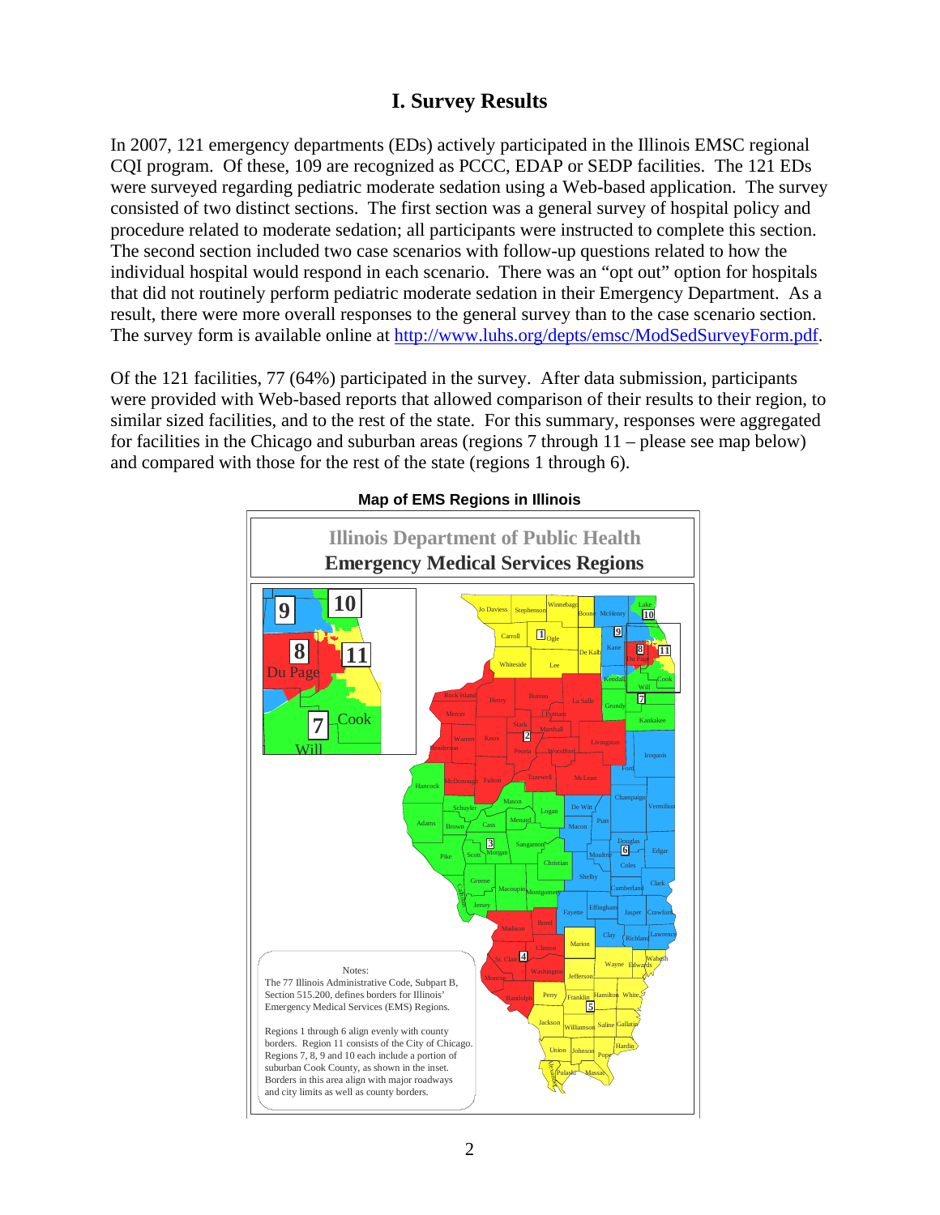# I. Survey Results

In 2007, 121 emergency departments (EDs) actively participated in the Illinois EMSC regional CQI program. Of these, 109 are recognized as PCCC, EDAP or SEDP facilities. The 121 EDs were surveyed regarding pediatric moderate sedation using a Web-based application. The survey consisted of two distinct sections. The first section was a general survey of hospital policy and procedure related to moderate sedation; all participants were instructed to complete this section. The second section included two case scenarios with follow-up questions related to how the individual hospital would respond in each scenario. There was an "opt out" option for hospitals that did not routinely perform pediatric moderate sedation in their Emergency Department. As a result, there were more overall responses to the general survey than to the case scenario section. The survey form is available online at http://www.luhs.org/depts/emsc/ModSedSurveyForm.pdf.

Of the 121 facilities, 77 (64%) participated in the survey. After data submission, participants were provided with Web-based reports that allowed comparison of their results to their region, to similar sized facilities, and to the rest of the state. For this summary, responses were aggregated for facilities in the Chicago and suburban areas (regions 7 through 11 – please see map below) and compared with those for the rest of the state (regions 1 through 6).

**Map of EMS Regions in Illinois**

Illinois Department of Public Health
**Emergency Medical Services Regions**

Notes:
The 77 Illinois Administrative Code, Subpart B, Section 515.200, defines borders for Illinois' Emergency Medical Services (EMS) Regions.

Regions 1 through 6 align evenly with county borders. Region 11 consists of the City of Chicago. Regions 7, 8, 9 and 10 each include a portion of suburban Cook County, as shown in the inset. Borders in this area align with major roadways and city limits as well as county borders.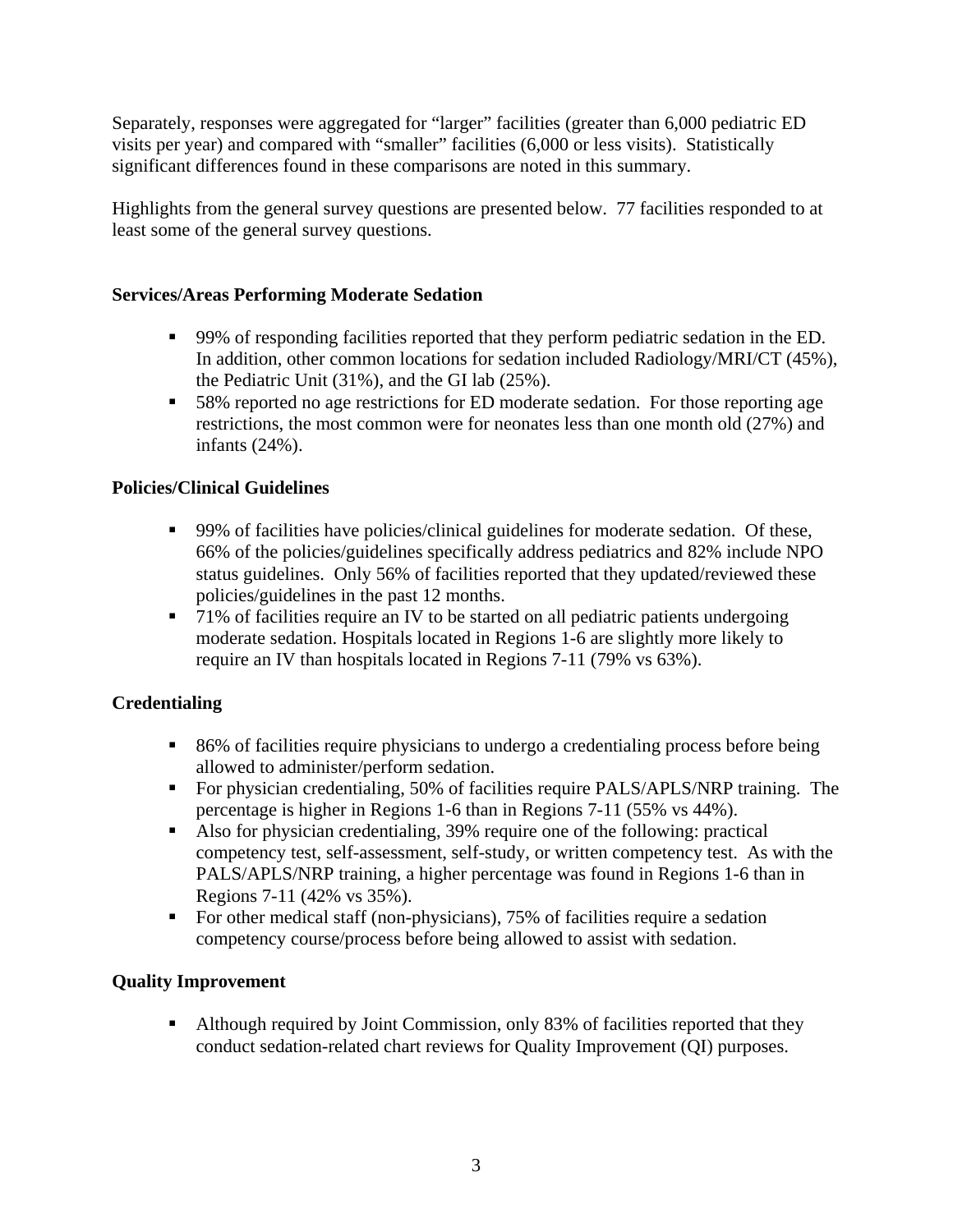Separately, responses were aggregated for "larger" facilities (greater than 6,000 pediatric ED visits per year) and compared with "smaller" facilities (6,000 or less visits). Statistically significant differences found in these comparisons are noted in this summary.

Highlights from the general survey questions are presented below. 77 facilities responded to at least some of the general survey questions.

**Services/Areas Performing Moderate Sedation**

- 99% of responding facilities reported that they perform pediatric sedation in the ED. In addition, other common locations for sedation included Radiology/MRI/CT (45%), the Pediatric Unit (31%), and the GI lab (25%).
- 58% reported no age restrictions for ED moderate sedation. For those reporting age restrictions, the most common were for neonates less than one month old (27%) and infants (24%).

**Policies/Clinical Guidelines**

- 99% of facilities have policies/clinical guidelines for moderate sedation. Of these, 66% of the policies/guidelines specifically address pediatrics and 82% include NPO status guidelines. Only 56% of facilities reported that they updated/reviewed these policies/guidelines in the past 12 months.
- 71% of facilities require an IV to be started on all pediatric patients undergoing moderate sedation. Hospitals located in Regions 1-6 are slightly more likely to require an IV than hospitals located in Regions 7-11 (79% vs 63%).

**Credentialing**

- 86% of facilities require physicians to undergo a credentialing process before being allowed to administer/perform sedation.
- For physician credentialing, 50% of facilities require PALS/APLS/NRP training. The percentage is higher in Regions 1-6 than in Regions 7-11 (55% vs 44%).
- Also for physician credentialing, 39% require one of the following: practical competency test, self-assessment, self-study, or written competency test. As with the PALS/APLS/NRP training, a higher percentage was found in Regions 1-6 than in Regions 7-11 (42% vs 35%).
- For other medical staff (non-physicians), 75% of facilities require a sedation competency course/process before being allowed to assist with sedation.

**Quality Improvement**

- Although required by Joint Commission, only 83% of facilities reported that they conduct sedation-related chart reviews for Quality Improvement (QI) purposes.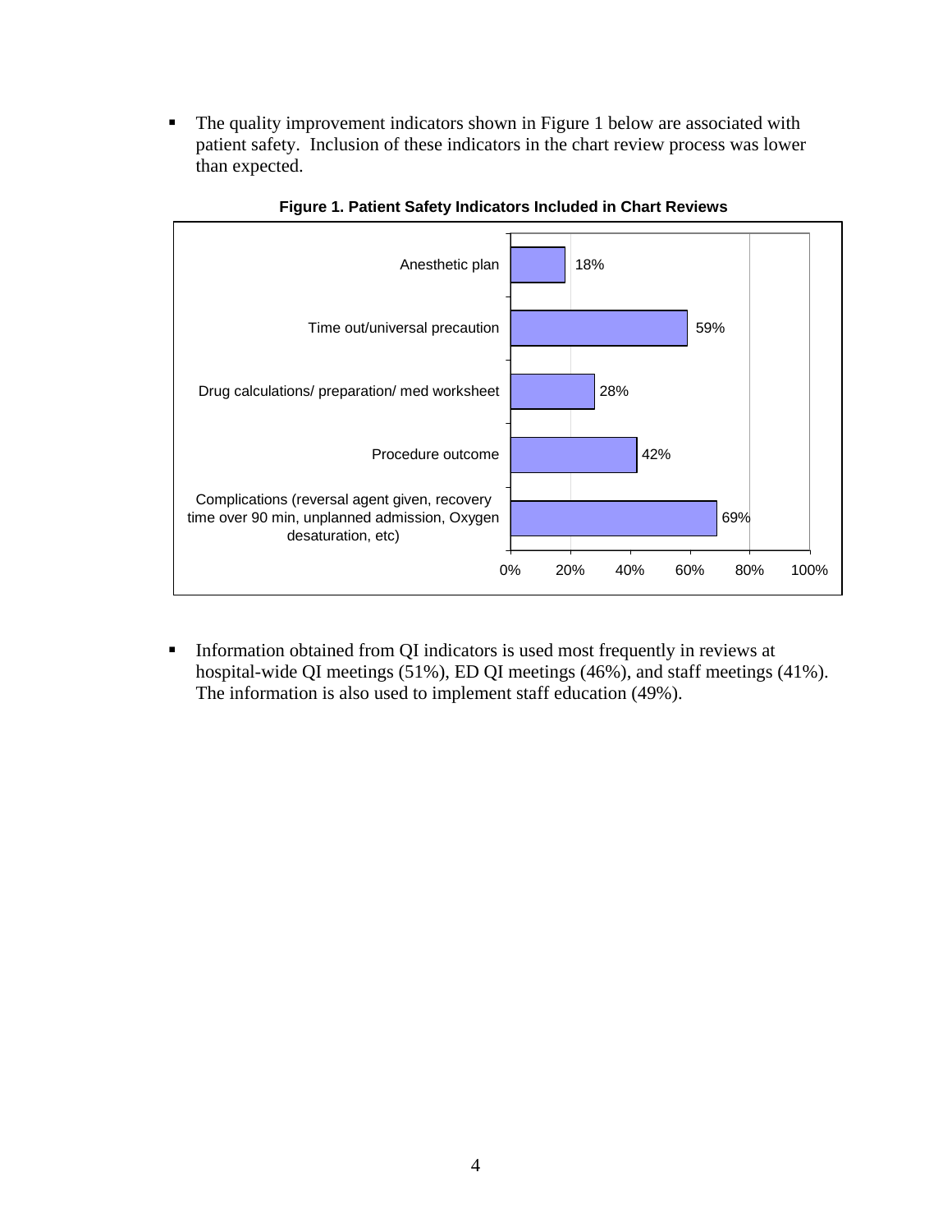- The quality improvement indicators shown in Figure 1 below are associated with patient safety. Inclusion of these indicators in the chart review process was lower than expected.

**Figure 1. Patient Safety Indicators Included in Chart Reviews**

| Indicator | Percent |
|---|---|
| Anesthetic plan | 18% |
| Time out/universal precaution | 59% |
| Drug calculations/ preparation/ med worksheet | 28% |
| Procedure outcome | 42% |
| Complications (reversal agent given, recovery time over 90 min, unplanned admission, Oxygen desaturation, etc) | 69% |

- Information obtained from QI indicators is used most frequently in reviews at hospital-wide QI meetings (51%), ED QI meetings (46%), and staff meetings (41%). The information is also used to implement staff education (49%).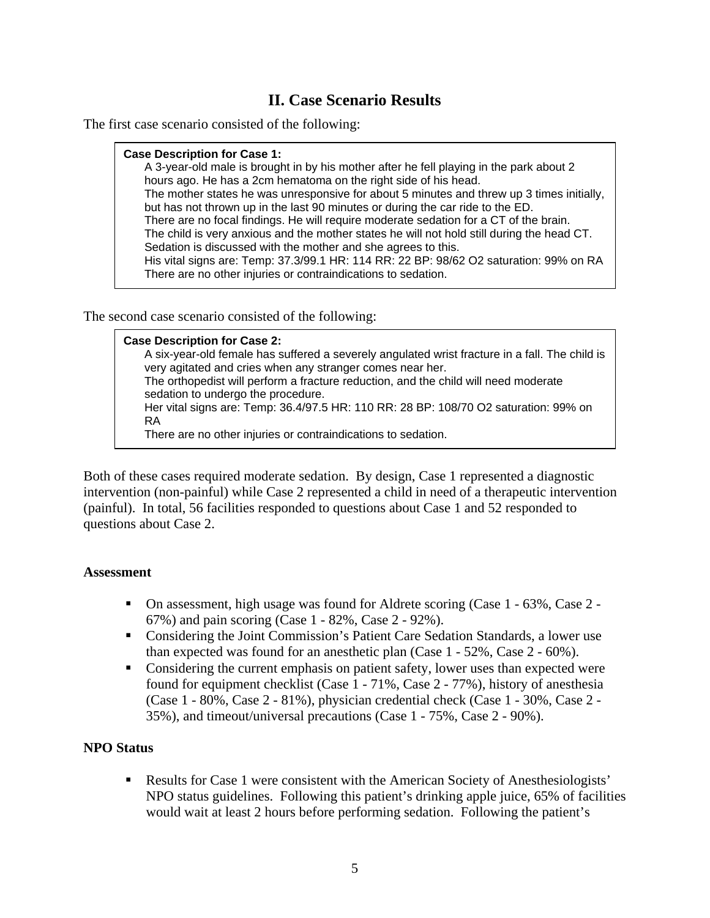## II. Case Scenario Results

The first case scenario consisted of the following:

> **Case Description for Case 1:**
> A 3-year-old male is brought in by his mother after he fell playing in the park about 2 hours ago. He has a 2cm hematoma on the right side of his head.
> The mother states he was unresponsive for about 5 minutes and threw up 3 times initially, but has not thrown up in the last 90 minutes or during the car ride to the ED.
> There are no focal findings. He will require moderate sedation for a CT of the brain.
> The child is very anxious and the mother states he will not hold still during the head CT. Sedation is discussed with the mother and she agrees to this.
> His vital signs are: Temp: 37.3/99.1 HR: 114 RR: 22 BP: 98/62 O2 saturation: 99% on RA
> There are no other injuries or contraindications to sedation.

The second case scenario consisted of the following:

> **Case Description for Case 2:**
> A six-year-old female has suffered a severely angulated wrist fracture in a fall. The child is very agitated and cries when any stranger comes near her.
> The orthopedist will perform a fracture reduction, and the child will need moderate sedation to undergo the procedure.
> Her vital signs are: Temp: 36.4/97.5 HR: 110 RR: 28 BP: 108/70 O2 saturation: 99% on RA
> There are no other injuries or contraindications to sedation.

Both of these cases required moderate sedation. By design, Case 1 represented a diagnostic intervention (non-painful) while Case 2 represented a child in need of a therapeutic intervention (painful). In total, 56 facilities responded to questions about Case 1 and 52 responded to questions about Case 2.

**Assessment**

- On assessment, high usage was found for Aldrete scoring (Case 1 - 63%, Case 2 - 67%) and pain scoring (Case 1 - 82%, Case 2 - 92%).
- Considering the Joint Commission's Patient Care Sedation Standards, a lower use than expected was found for an anesthetic plan (Case 1 - 52%, Case 2 - 60%).
- Considering the current emphasis on patient safety, lower uses than expected were found for equipment checklist (Case 1 - 71%, Case 2 - 77%), history of anesthesia (Case 1 - 80%, Case 2 - 81%), physician credential check (Case 1 - 30%, Case 2 - 35%), and timeout/universal precautions (Case 1 - 75%, Case 2 - 90%).

**NPO Status**

- Results for Case 1 were consistent with the American Society of Anesthesiologists' NPO status guidelines. Following this patient's drinking apple juice, 65% of facilities would wait at least 2 hours before performing sedation. Following the patient's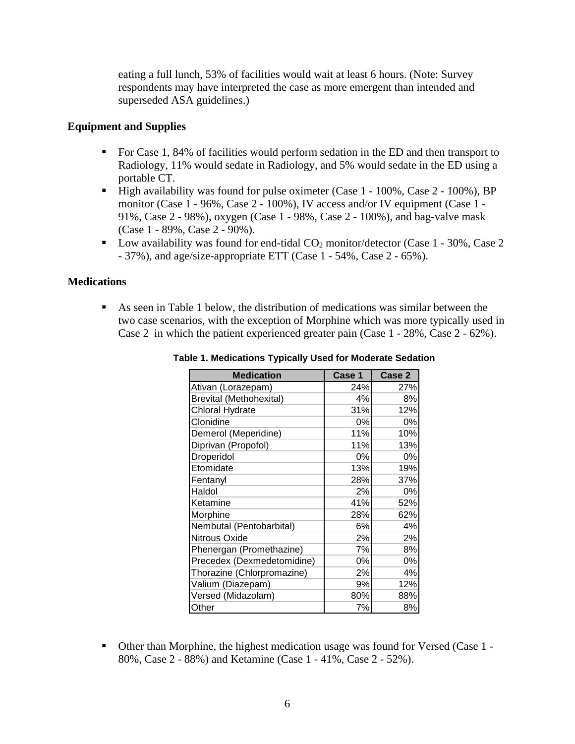eating a full lunch, 53% of facilities would wait at least 6 hours. (Note: Survey respondents may have interpreted the case as more emergent than intended and superseded ASA guidelines.)

### Equipment and Supplies

- For Case 1, 84% of facilities would perform sedation in the ED and then transport to Radiology, 11% would sedate in Radiology, and 5% would sedate in the ED using a portable CT.
- High availability was found for pulse oximeter (Case 1 - 100%, Case 2 - 100%), BP monitor (Case 1 - 96%, Case 2 - 100%), IV access and/or IV equipment (Case 1 - 91%, Case 2 - 98%), oxygen (Case 1 - 98%, Case 2 - 100%), and bag-valve mask (Case 1 - 89%, Case 2 - 90%).
- Low availability was found for end-tidal $CO_2$ monitor/detector (Case 1 - 30%, Case 2 - 37%), and age/size-appropriate ETT (Case 1 - 54%, Case 2 - 65%).

### Medications

- As seen in Table 1 below, the distribution of medications was similar between the two case scenarios, with the exception of Morphine which was more typically used in Case 2 in which the patient experienced greater pain (Case 1 - 28%, Case 2 - 62%).

**Table 1. Medications Typically Used for Moderate Sedation**

| Medication | Case 1 | Case 2 |
|---|---|---|
| Ativan (Lorazepam) | 24% | 27% |
| Brevital (Methohexital) | 4% | 8% |
| Chloral Hydrate | 31% | 12% |
| Clonidine | 0% | 0% |
| Demerol (Meperidine) | 11% | 10% |
| Diprivan (Propofol) | 11% | 13% |
| Droperidol | 0% | 0% |
| Etomidate | 13% | 19% |
| Fentanyl | 28% | 37% |
| Haldol | 2% | 0% |
| Ketamine | 41% | 52% |
| Morphine | 28% | 62% |
| Nembutal (Pentobarbital) | 6% | 4% |
| Nitrous Oxide | 2% | 2% |
| Phenergan (Promethazine) | 7% | 8% |
| Precedex (Dexmedetomidine) | 0% | 0% |
| Thorazine (Chlorpromazine) | 2% | 4% |
| Valium (Diazepam) | 9% | 12% |
| Versed (Midazolam) | 80% | 88% |
| Other | 7% | 8% |

- Other than Morphine, the highest medication usage was found for Versed (Case 1 - 80%, Case 2 - 88%) and Ketamine (Case 1 - 41%, Case 2 - 52%).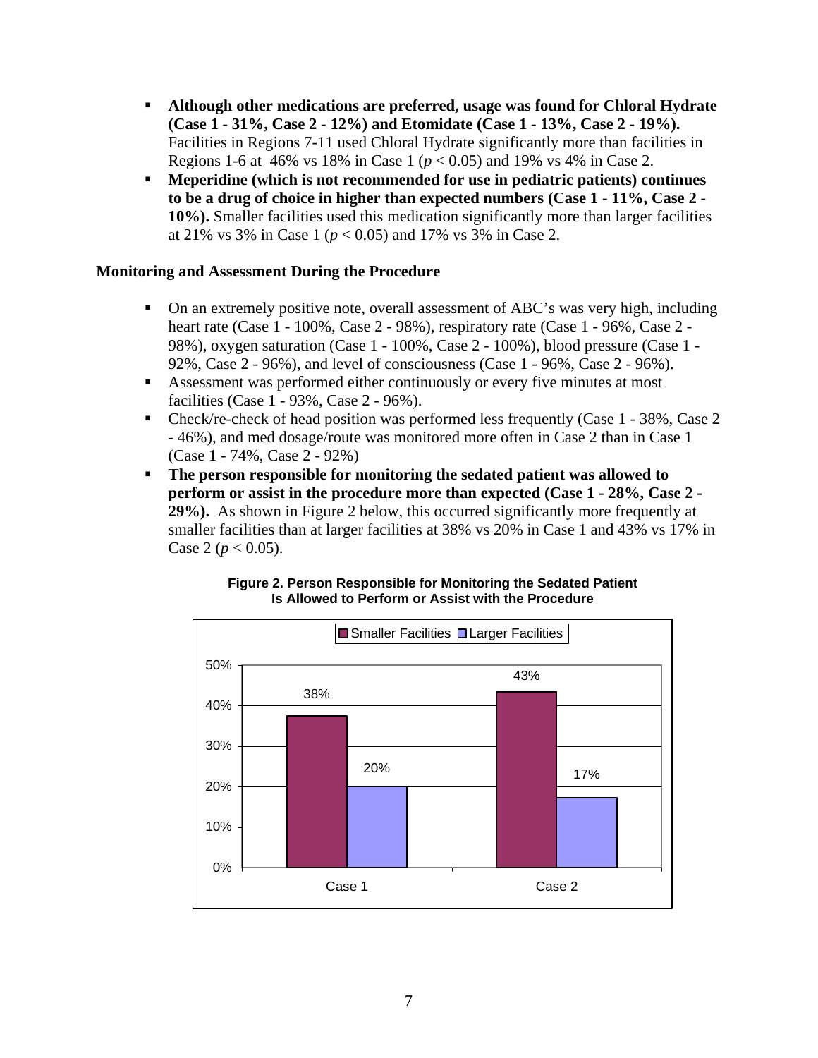- **Although other medications are preferred, usage was found for Chloral Hydrate (Case 1 - 31%, Case 2 - 12%) and Etomidate (Case 1 - 13%, Case 2 - 19%).** Facilities in Regions 7-11 used Chloral Hydrate significantly more than facilities in Regions 1-6 at 46% vs 18% in Case 1 ($p < 0.05$) and 19% vs 4% in Case 2.
- **Meperidine (which is not recommended for use in pediatric patients) continues to be a drug of choice in higher than expected numbers (Case 1 - 11%, Case 2 - 10%).** Smaller facilities used this medication significantly more than larger facilities at 21% vs 3% in Case 1 ($p < 0.05$) and 17% vs 3% in Case 2.

### Monitoring and Assessment During the Procedure

- On an extremely positive note, overall assessment of ABC's was very high, including heart rate (Case 1 - 100%, Case 2 - 98%), respiratory rate (Case 1 - 96%, Case 2 - 98%), oxygen saturation (Case 1 - 100%, Case 2 - 100%), blood pressure (Case 1 - 92%, Case 2 - 96%), and level of consciousness (Case 1 - 96%, Case 2 - 96%).
- Assessment was performed either continuously or every five minutes at most facilities (Case 1 - 93%, Case 2 - 96%).
- Check/re-check of head position was performed less frequently (Case 1 - 38%, Case 2 - 46%), and med dosage/route was monitored more often in Case 2 than in Case 1 (Case 1 - 74%, Case 2 - 92%)
- **The person responsible for monitoring the sedated patient was allowed to perform or assist in the procedure more than expected (Case 1 - 28%, Case 2 - 29%).** As shown in Figure 2 below, this occurred significantly more frequently at smaller facilities than at larger facilities at 38% vs 20% in Case 1 and 43% vs 17% in Case 2 ($p < 0.05$).

**Figure 2. Person Responsible for Monitoring the Sedated Patient Is Allowed to Perform or Assist with the Procedure**

| | Smaller Facilities | Larger Facilities |
|---|---|---|
| Case 1 | 38% | 20% |
| Case 2 | 43% | 17% |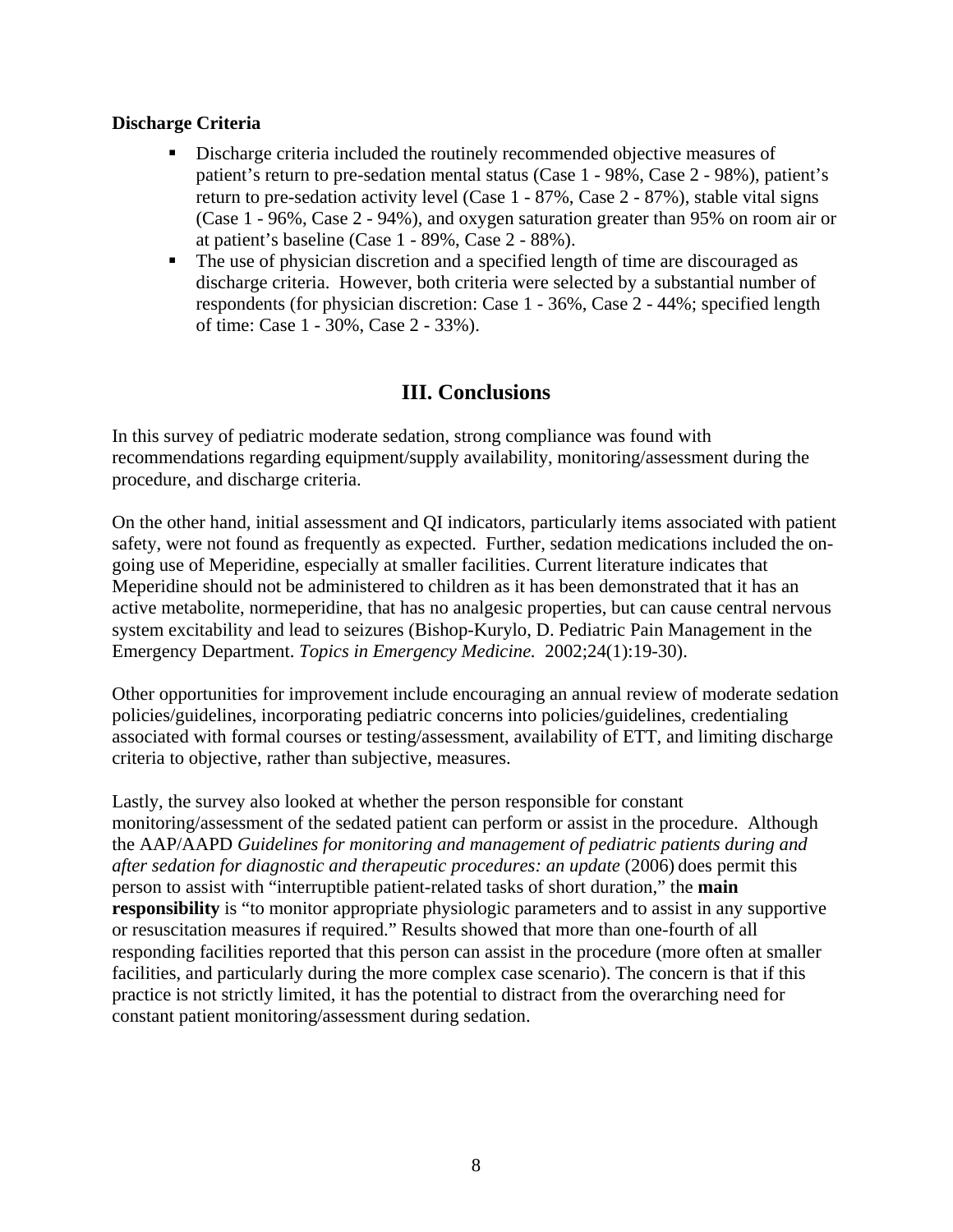**Discharge Criteria**

- Discharge criteria included the routinely recommended objective measures of patient's return to pre-sedation mental status (Case 1 - 98%, Case 2 - 98%), patient's return to pre-sedation activity level (Case 1 - 87%, Case 2 - 87%), stable vital signs (Case 1 - 96%, Case 2 - 94%), and oxygen saturation greater than 95% on room air or at patient's baseline (Case 1 - 89%, Case 2 - 88%).
- The use of physician discretion and a specified length of time are discouraged as discharge criteria. However, both criteria were selected by a substantial number of respondents (for physician discretion: Case 1 - 36%, Case 2 - 44%; specified length of time: Case 1 - 30%, Case 2 - 33%).

## III. Conclusions

In this survey of pediatric moderate sedation, strong compliance was found with recommendations regarding equipment/supply availability, monitoring/assessment during the procedure, and discharge criteria.

On the other hand, initial assessment and QI indicators, particularly items associated with patient safety, were not found as frequently as expected. Further, sedation medications included the on-going use of Meperidine, especially at smaller facilities. Current literature indicates that Meperidine should not be administered to children as it has been demonstrated that it has an active metabolite, normeperidine, that has no analgesic properties, but can cause central nervous system excitability and lead to seizures (Bishop-Kurylo, D. Pediatric Pain Management in the Emergency Department. *Topics in Emergency Medicine.* 2002;24(1):19-30).

Other opportunities for improvement include encouraging an annual review of moderate sedation policies/guidelines, incorporating pediatric concerns into policies/guidelines, credentialing associated with formal courses or testing/assessment, availability of ETT, and limiting discharge criteria to objective, rather than subjective, measures.

Lastly, the survey also looked at whether the person responsible for constant monitoring/assessment of the sedated patient can perform or assist in the procedure. Although the AAP/AAPD *Guidelines for monitoring and management of pediatric patients during and after sedation for diagnostic and therapeutic procedures: an update* (2006) does permit this person to assist with "interruptible patient-related tasks of short duration," the **main responsibility** is "to monitor appropriate physiologic parameters and to assist in any supportive or resuscitation measures if required." Results showed that more than one-fourth of all responding facilities reported that this person can assist in the procedure (more often at smaller facilities, and particularly during the more complex case scenario). The concern is that if this practice is not strictly limited, it has the potential to distract from the overarching need for constant patient monitoring/assessment during sedation.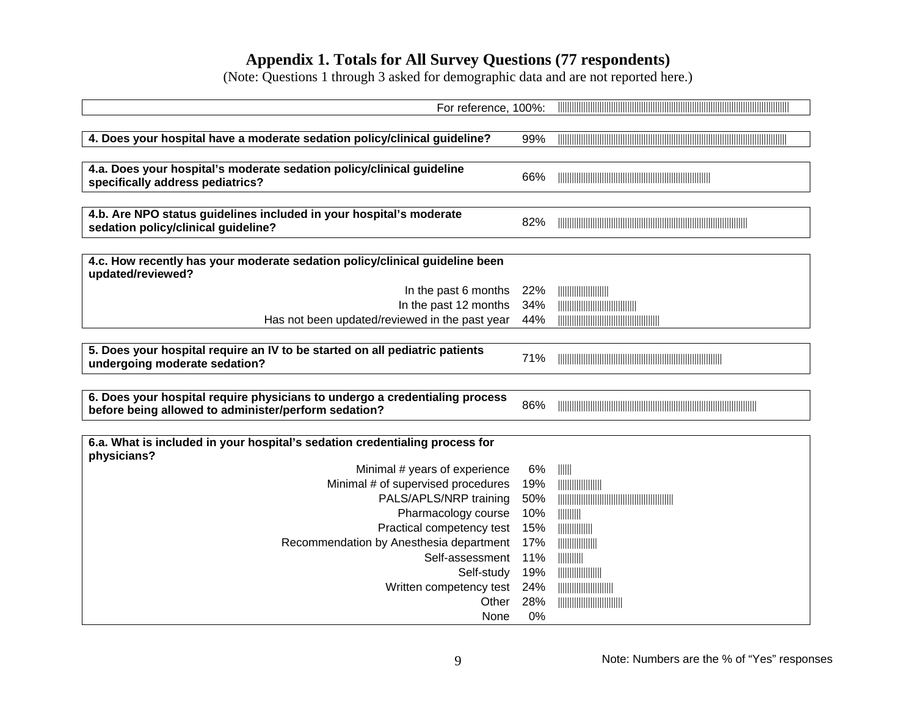# Appendix 1. Totals for All Survey Questions (77 respondents)

(Note: Questions 1 through 3 asked for demographic data and are not reported here.)

| Question | % |
|---|---|
| For reference, 100%: | |
| **4. Does your hospital have a moderate sedation policy/clinical guideline?** | 99% |
| **4.a. Does your hospital's moderate sedation policy/clinical guideline specifically address pediatrics?** | 66% |
| **4.b. Are NPO status guidelines included in your hospital's moderate sedation policy/clinical guideline?** | 82% |
| **4.c. How recently has your moderate sedation policy/clinical guideline been updated/reviewed?** | |
| In the past 6 months | 22% |
| In the past 12 months | 34% |
| Has not been updated/reviewed in the past year | 44% |
| **5. Does your hospital require an IV to be started on all pediatric patients undergoing moderate sedation?** | 71% |
| **6. Does your hospital require physicians to undergo a credentialing process before being allowed to administer/perform sedation?** | 86% |
| **6.a. What is included in your hospital's sedation credentialing process for physicians?** | |
| Minimal # years of experience | 6% |
| Minimal # of supervised procedures | 19% |
| PALS/APLS/NRP training | 50% |
| Pharmacology course | 10% |
| Practical competency test | 15% |
| Recommendation by Anesthesia department | 17% |
| Self-assessment | 11% |
| Self-study | 19% |
| Written competency test | 24% |
| Other | 28% |
| None | 0% |

Note: Numbers are the % of "Yes" responses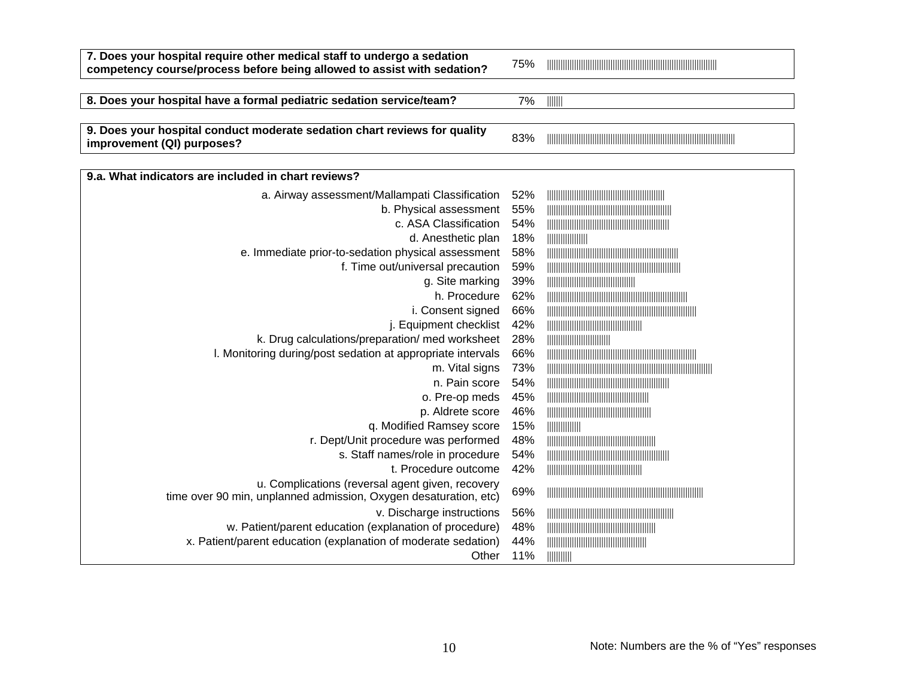| 7. Does your hospital require other medical staff to undergo a sedation competency course/process before being allowed to assist with sedation? | 75% |
|---|---|

| 8. Does your hospital have a formal pediatric sedation service/team? | 7% |
|---|---|

| 9. Does your hospital conduct moderate sedation chart reviews for quality improvement (QI) purposes? | 83% |
|---|---|

| 9.a. What indicators are included in chart reviews? | |
|---|---|
| a. Airway assessment/Mallampati Classification | 52% |
| b. Physical assessment | 55% |
| c. ASA Classification | 54% |
| d. Anesthetic plan | 18% |
| e. Immediate prior-to-sedation physical assessment | 58% |
| f. Time out/universal precaution | 59% |
| g. Site marking | 39% |
| h. Procedure | 62% |
| i. Consent signed | 66% |
| j. Equipment checklist | 42% |
| k. Drug calculations/preparation/ med worksheet | 28% |
| l. Monitoring during/post sedation at appropriate intervals | 66% |
| m. Vital signs | 73% |
| n. Pain score | 54% |
| o. Pre-op meds | 45% |
| p. Aldrete score | 46% |
| q. Modified Ramsey score | 15% |
| r. Dept/Unit procedure was performed | 48% |
| s. Staff names/role in procedure | 54% |
| t. Procedure outcome | 42% |
| u. Complications (reversal agent given, recovery time over 90 min, unplanned admission, Oxygen desaturation, etc) | 69% |
| v. Discharge instructions | 56% |
| w. Patient/parent education (explanation of procedure) | 48% |
| x. Patient/parent education (explanation of moderate sedation) | 44% |
| Other | 11% |

Note: Numbers are the % of "Yes" responses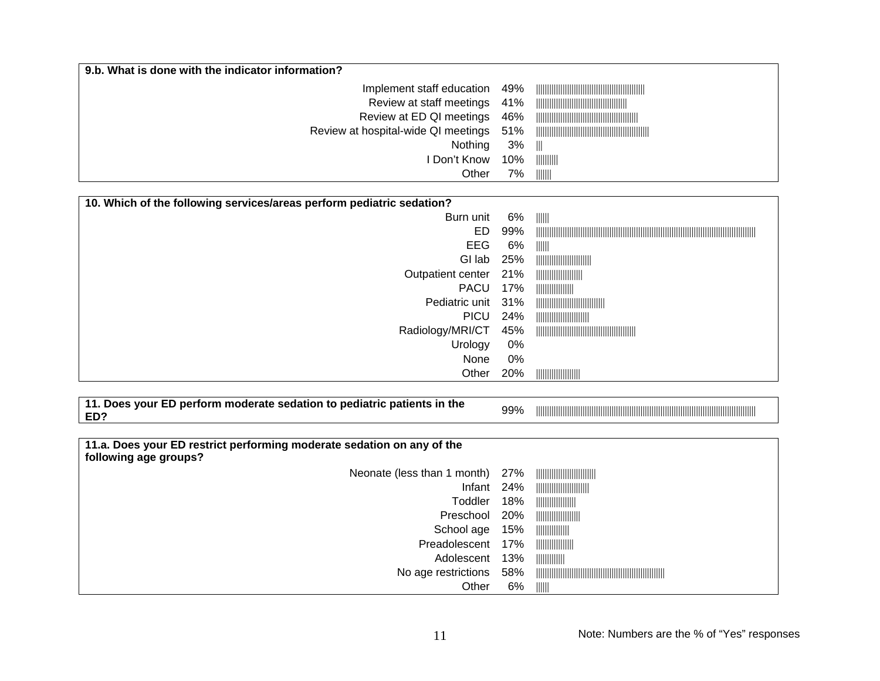| 9.b. What is done with the indicator information? | |
|---|---|
| Implement staff education | 49% |
| Review at staff meetings | 41% |
| Review at ED QI meetings | 46% |
| Review at hospital-wide QI meetings | 51% |
| Nothing | 3% |
| I Don't Know | 10% |
| Other | 7% |

| 10. Which of the following services/areas perform pediatric sedation? | |
|---|---|
| Burn unit | 6% |
| ED | 99% |
| EEG | 6% |
| GI lab | 25% |
| Outpatient center | 21% |
| PACU | 17% |
| Pediatric unit | 31% |
| PICU | 24% |
| Radiology/MRI/CT | 45% |
| Urology | 0% |
| None | 0% |
| Other | 20% |

| 11. Does your ED perform moderate sedation to pediatric patients in the ED? | 99% |
|---|---|

| 11.a. Does your ED restrict performing moderate sedation on any of the following age groups? | |
|---|---|
| Neonate (less than 1 month) | 27% |
| Infant | 24% |
| Toddler | 18% |
| Preschool | 20% |
| School age | 15% |
| Preadolescent | 17% |
| Adolescent | 13% |
| No age restrictions | 58% |
| Other | 6% |

Note: Numbers are the % of "Yes" responses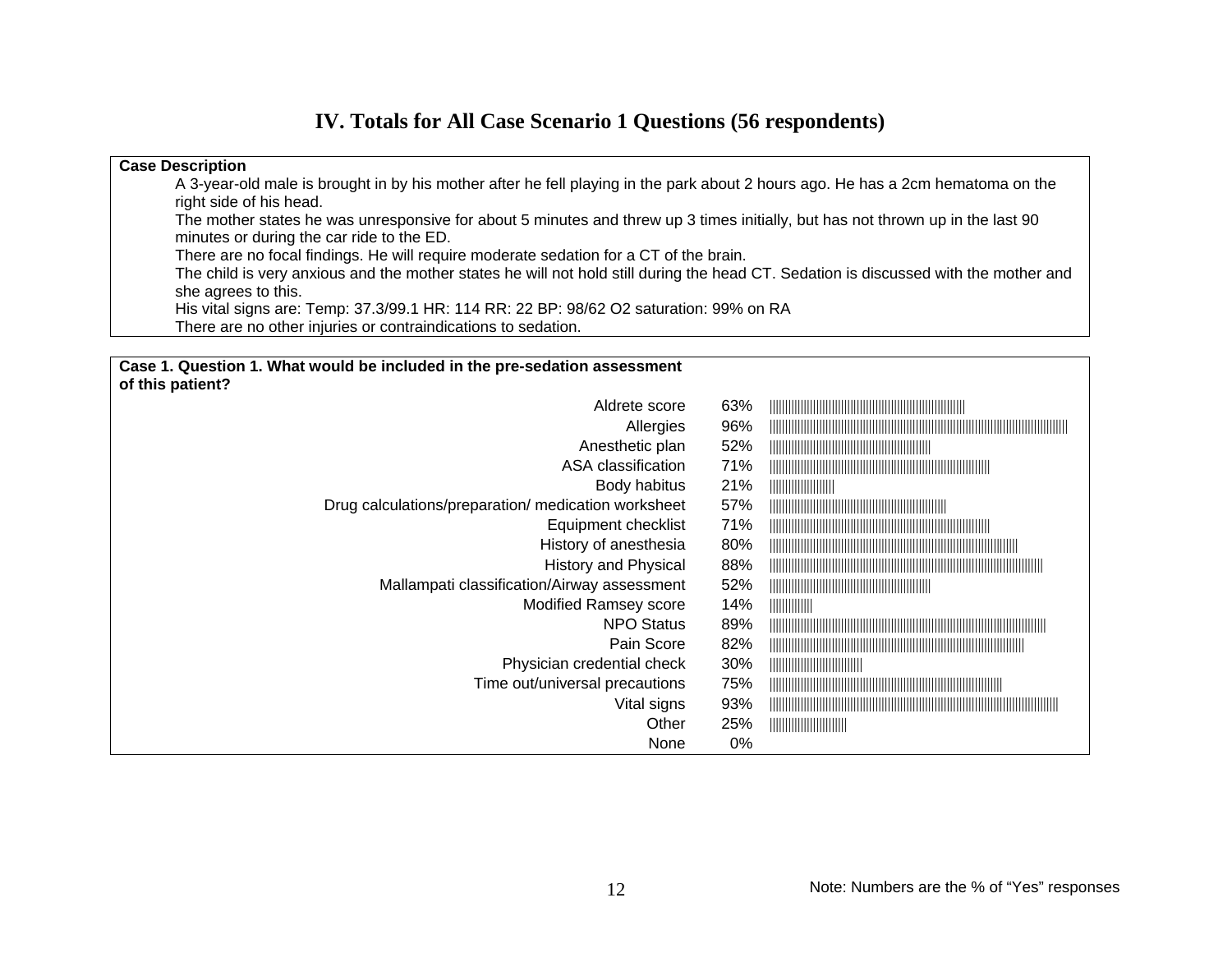# IV. Totals for All Case Scenario 1 Questions (56 respondents)

**Case Description**

A 3-year-old male is brought in by his mother after he fell playing in the park about 2 hours ago. He has a 2cm hematoma on the right side of his head.

The mother states he was unresponsive for about 5 minutes and threw up 3 times initially, but has not thrown up in the last 90 minutes or during the car ride to the ED.

There are no focal findings. He will require moderate sedation for a CT of the brain.

The child is very anxious and the mother states he will not hold still during the head CT. Sedation is discussed with the mother and she agrees to this.

His vital signs are: Temp: 37.3/99.1 HR: 114 RR: 22 BP: 98/62 O2 saturation: 99% on RA

There are no other injuries or contraindications to sedation.

**Case 1. Question 1. What would be included in the pre-sedation assessment of this patient?**

| Item | % |
|---|---|
| Aldrete score | 63% |
| Allergies | 96% |
| Anesthetic plan | 52% |
| ASA classification | 71% |
| Body habitus | 21% |
| Drug calculations/preparation/ medication worksheet | 57% |
| Equipment checklist | 71% |
| History of anesthesia | 80% |
| History and Physical | 88% |
| Mallampati classification/Airway assessment | 52% |
| Modified Ramsey score | 14% |
| NPO Status | 89% |
| Pain Score | 82% |
| Physician credential check | 30% |
| Time out/universal precautions | 75% |
| Vital signs | 93% |
| Other | 25% |
| None | 0% |

Note: Numbers are the % of "Yes" responses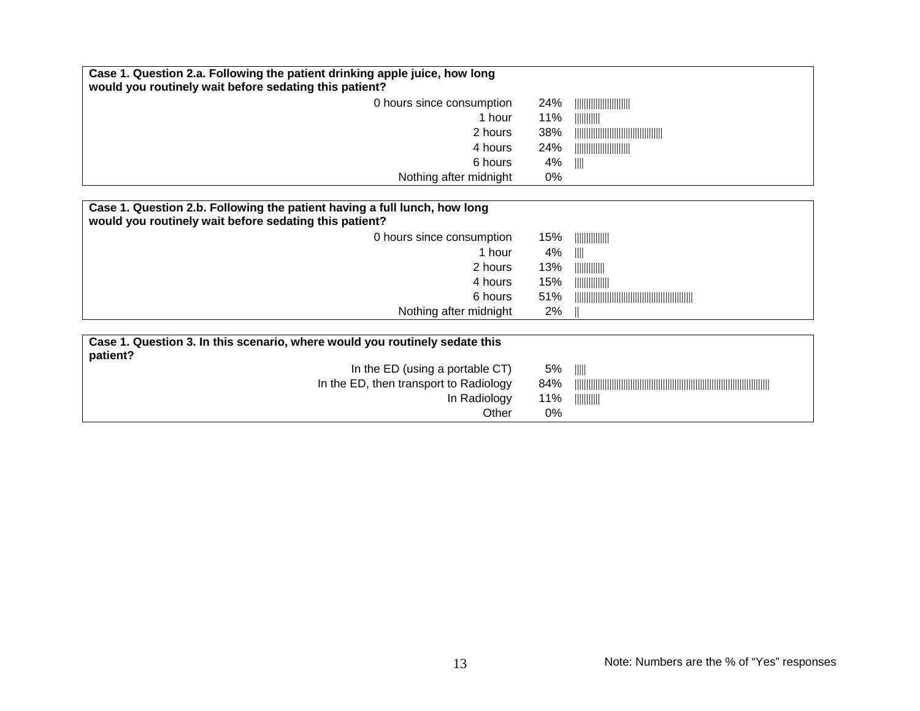| Case 1. Question 2.a. Following the patient drinking apple juice, how long would you routinely wait before sedating this patient? | | |
| --- | --- | --- |
| 0 hours since consumption | 24% | \|\|\|\|\|\|\|\|\|\|\|\|\|\|\|\|\|\|\|\|\|\|\|\| |
| 1 hour | 11% | \|\|\|\|\|\|\|\|\|\|\| |
| 2 hours | 38% | \|\|\|\|\|\|\|\|\|\|\|\|\|\|\|\|\|\|\|\|\|\|\|\|\|\|\|\|\|\|\|\|\|\|\|\|\|\| |
| 4 hours | 24% | \|\|\|\|\|\|\|\|\|\|\|\|\|\|\|\|\|\|\|\|\|\|\|\| |
| 6 hours | 4% | \|\|\|\| |
| Nothing after midnight | 0% | |

| Case 1. Question 2.b. Following the patient having a full lunch, how long would you routinely wait before sedating this patient? | | |
| --- | --- | --- |
| 0 hours since consumption | 15% | \|\|\|\|\|\|\|\|\|\|\|\|\|\|\| |
| 1 hour | 4% | \|\|\|\| |
| 2 hours | 13% | \|\|\|\|\|\|\|\|\|\|\|\|\| |
| 4 hours | 15% | \|\|\|\|\|\|\|\|\|\|\|\|\|\|\| |
| 6 hours | 51% | \|\|\|\|\|\|\|\|\|\|\|\|\|\|\|\|\|\|\|\|\|\|\|\|\|\|\|\|\|\|\|\|\|\|\|\|\|\|\|\|\|\|\|\|\|\|\|\|\|\|\| |
| Nothing after midnight | 2% | \|\| |

| Case 1. Question 3. In this scenario, where would you routinely sedate this patient? | | |
| --- | --- | --- |
| In the ED (using a portable CT) | 5% | \|\|\|\|\| |
| In the ED, then transport to Radiology | 84% | \|\|\|\|\|\|\|\|\|\|\|\|\|\|\|\|\|\|\|\|\|\|\|\|\|\|\|\|\|\|\|\|\|\|\|\|\|\|\|\|\|\|\|\|\|\|\|\|\|\|\|\|\|\|\|\|\|\|\|\|\|\|\|\|\|\|\|\|\|\|\|\|\|\|\|\|\|\|\|\|\|\|\|\| |
| In Radiology | 11% | \|\|\|\|\|\|\|\|\|\|\| |
| Other | 0% | |

Note: Numbers are the % of "Yes" responses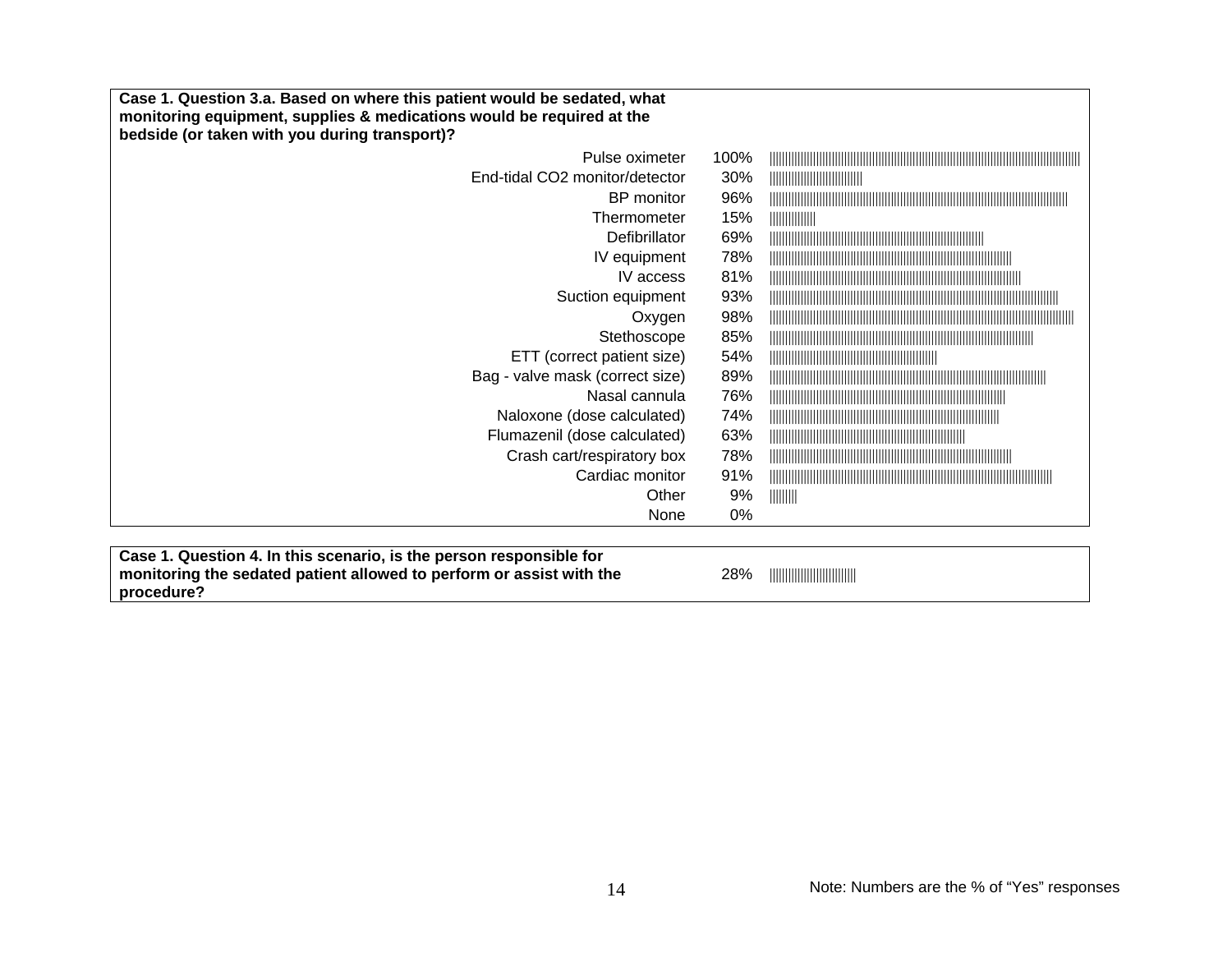**Case 1. Question 3.a. Based on where this patient would be sedated, what monitoring equipment, supplies & medications would be required at the bedside (or taken with you during transport)?**

| Item | % |
|---|---|
| Pulse oximeter | 100% |
| End-tidal $CO_2$ monitor/detector | 30% |
| BP monitor | 96% |
| Thermometer | 15% |
| Defibrillator | 69% |
| IV equipment | 78% |
| IV access | 81% |
| Suction equipment | 93% |
| Oxygen | 98% |
| Stethoscope | 85% |
| ETT (correct patient size) | 54% |
| Bag - valve mask (correct size) | 89% |
| Nasal cannula | 76% |
| Naloxone (dose calculated) | 74% |
| Flumazenil (dose calculated) | 63% |
| Crash cart/respiratory box | 78% |
| Cardiac monitor | 91% |
| Other | 9% |
| None | 0% |

**Case 1. Question 4. In this scenario, is the person responsible for monitoring the sedated patient allowed to perform or assist with the procedure?** 28%

Note: Numbers are the % of "Yes" responses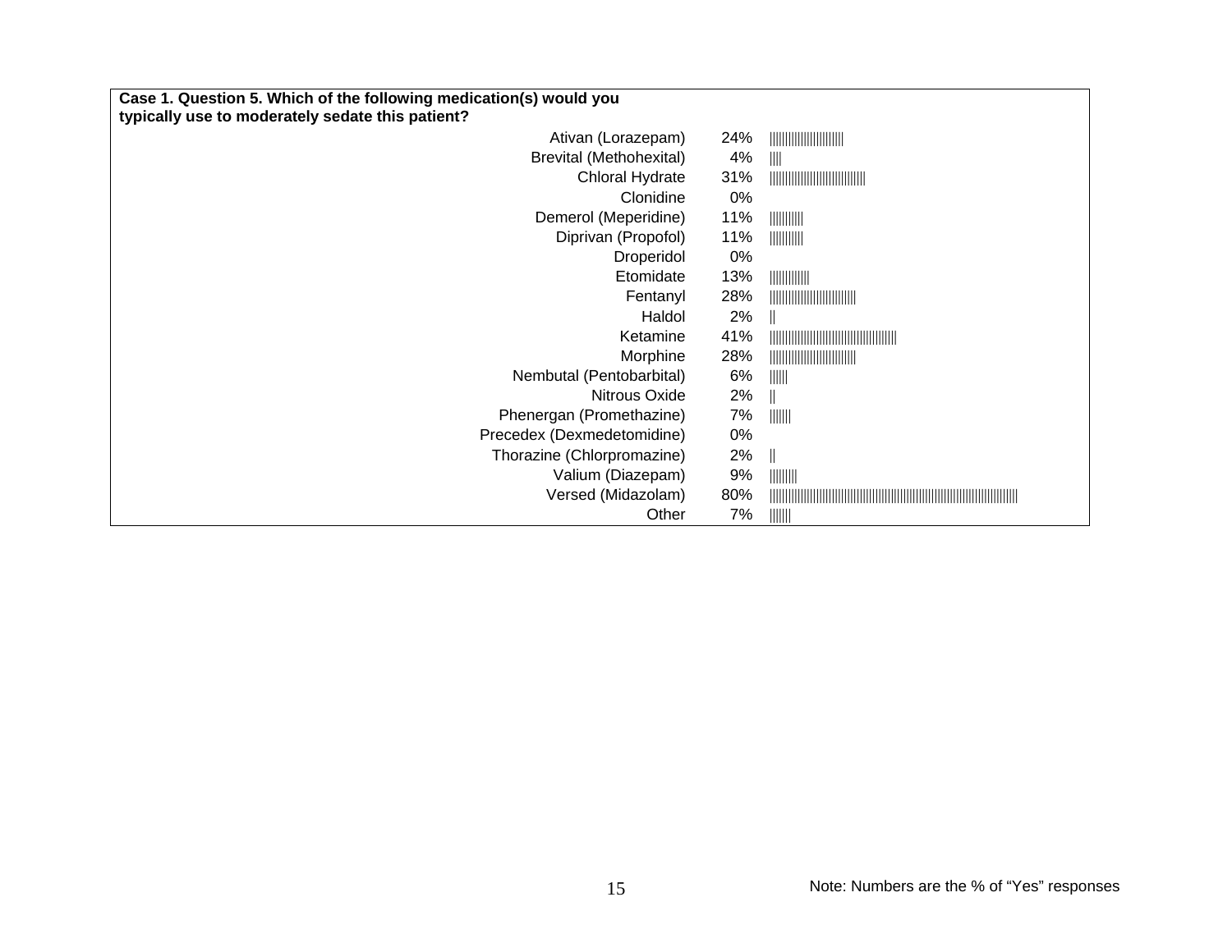**Case 1. Question 5. Which of the following medication(s) would you typically use to moderately sedate this patient?**

| Medication | % |
|---|---|
| Ativan (Lorazepam) | 24% |
| Brevital (Methohexital) | 4% |
| Chloral Hydrate | 31% |
| Clonidine | 0% |
| Demerol (Meperidine) | 11% |
| Diprivan (Propofol) | 11% |
| Droperidol | 0% |
| Etomidate | 13% |
| Fentanyl | 28% |
| Haldol | 2% |
| Ketamine | 41% |
| Morphine | 28% |
| Nembutal (Pentobarbital) | 6% |
| Nitrous Oxide | 2% |
| Phenergan (Promethazine) | 7% |
| Precedex (Dexmedetomidine) | 0% |
| Thorazine (Chlorpromazine) | 2% |
| Valium (Diazepam) | 9% |
| Versed (Midazolam) | 80% |
| Other | 7% |

Note: Numbers are the % of "Yes" responses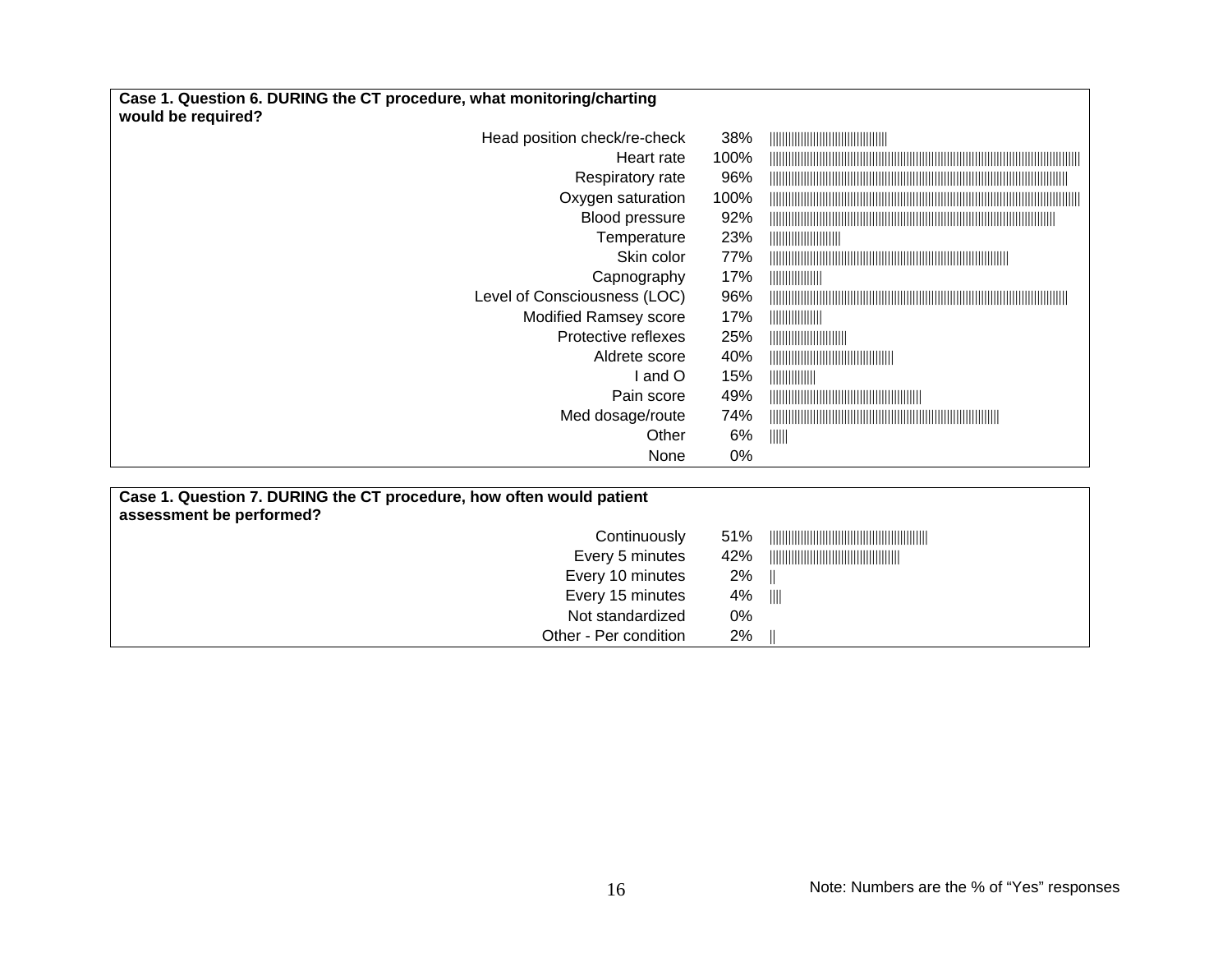**Case 1. Question 6. DURING the CT procedure, what monitoring/charting would be required?**

| Response | % |
|---|---|
| Head position check/re-check | 38% |
| Heart rate | 100% |
| Respiratory rate | 96% |
| Oxygen saturation | 100% |
| Blood pressure | 92% |
| Temperature | 23% |
| Skin color | 77% |
| Capnography | 17% |
| Level of Consciousness (LOC) | 96% |
| Modified Ramsey score | 17% |
| Protective reflexes | 25% |
| Aldrete score | 40% |
| I and O | 15% |
| Pain score | 49% |
| Med dosage/route | 74% |
| Other | 6% |
| None | 0% |

**Case 1. Question 7. DURING the CT procedure, how often would patient assessment be performed?**

| Response | % |
|---|---|
| Continuously | 51% |
| Every 5 minutes | 42% |
| Every 10 minutes | 2% |
| Every 15 minutes | 4% |
| Not standardized | 0% |
| Other - Per condition | 2% |

Note: Numbers are the % of "Yes" responses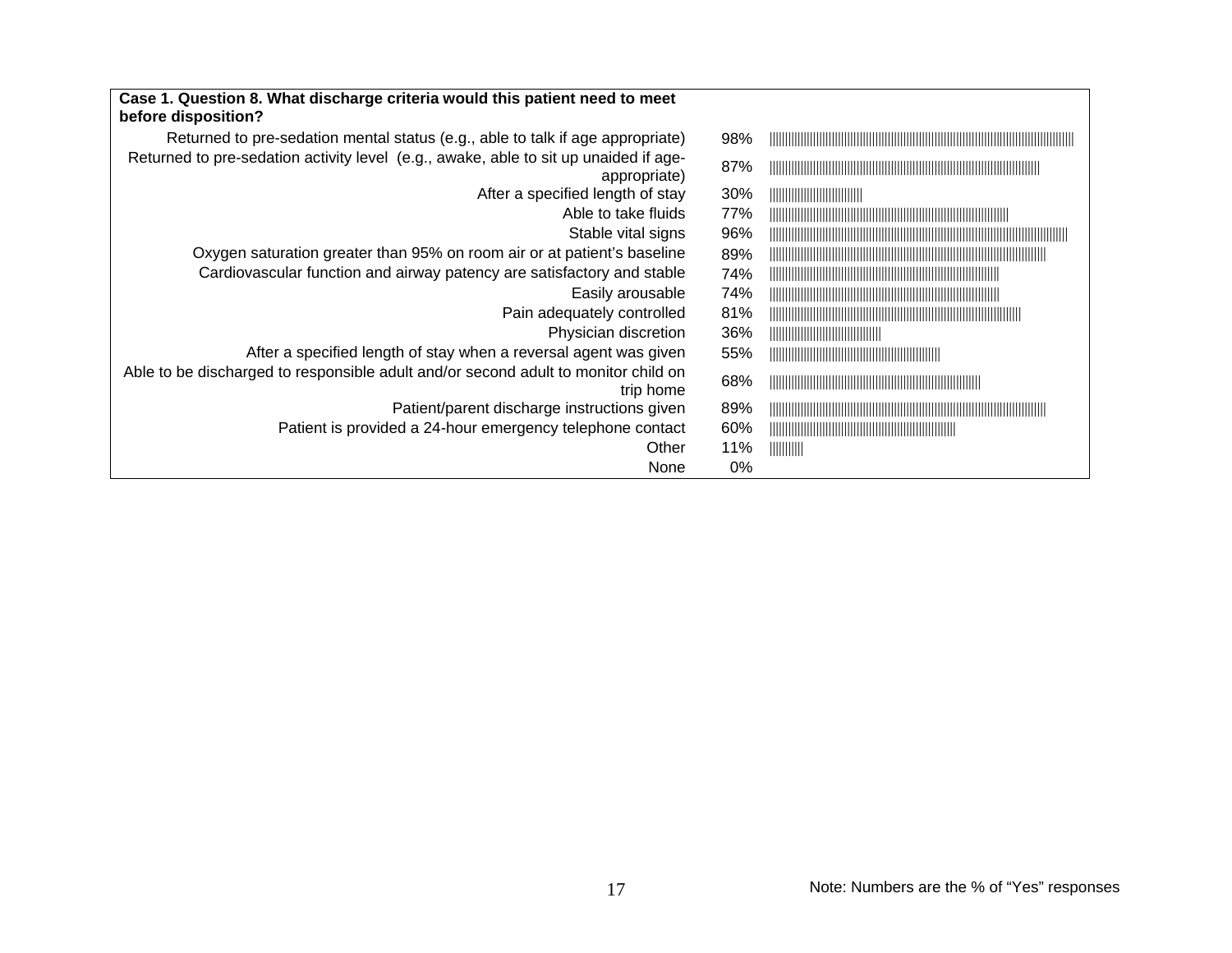| **Case 1. Question 8. What discharge criteria would this patient need to meet before disposition?** | | |
|---|---|---|
| Returned to pre-sedation mental status (e.g., able to talk if age appropriate) | 98% | |
| Returned to pre-sedation activity level (e.g., awake, able to sit up unaided if age-appropriate) | 87% | |
| After a specified length of stay | 30% | |
| Able to take fluids | 77% | |
| Stable vital signs | 96% | |
| Oxygen saturation greater than 95% on room air or at patient's baseline | 89% | |
| Cardiovascular function and airway patency are satisfactory and stable | 74% | |
| Easily arousable | 74% | |
| Pain adequately controlled | 81% | |
| Physician discretion | 36% | |
| After a specified length of stay when a reversal agent was given | 55% | |
| Able to be discharged to responsible adult and/or second adult to monitor child on trip home | 68% | |
| Patient/parent discharge instructions given | 89% | |
| Patient is provided a 24-hour emergency telephone contact | 60% | |
| Other | 11% | |
| None | 0% | |

Note: Numbers are the % of "Yes" responses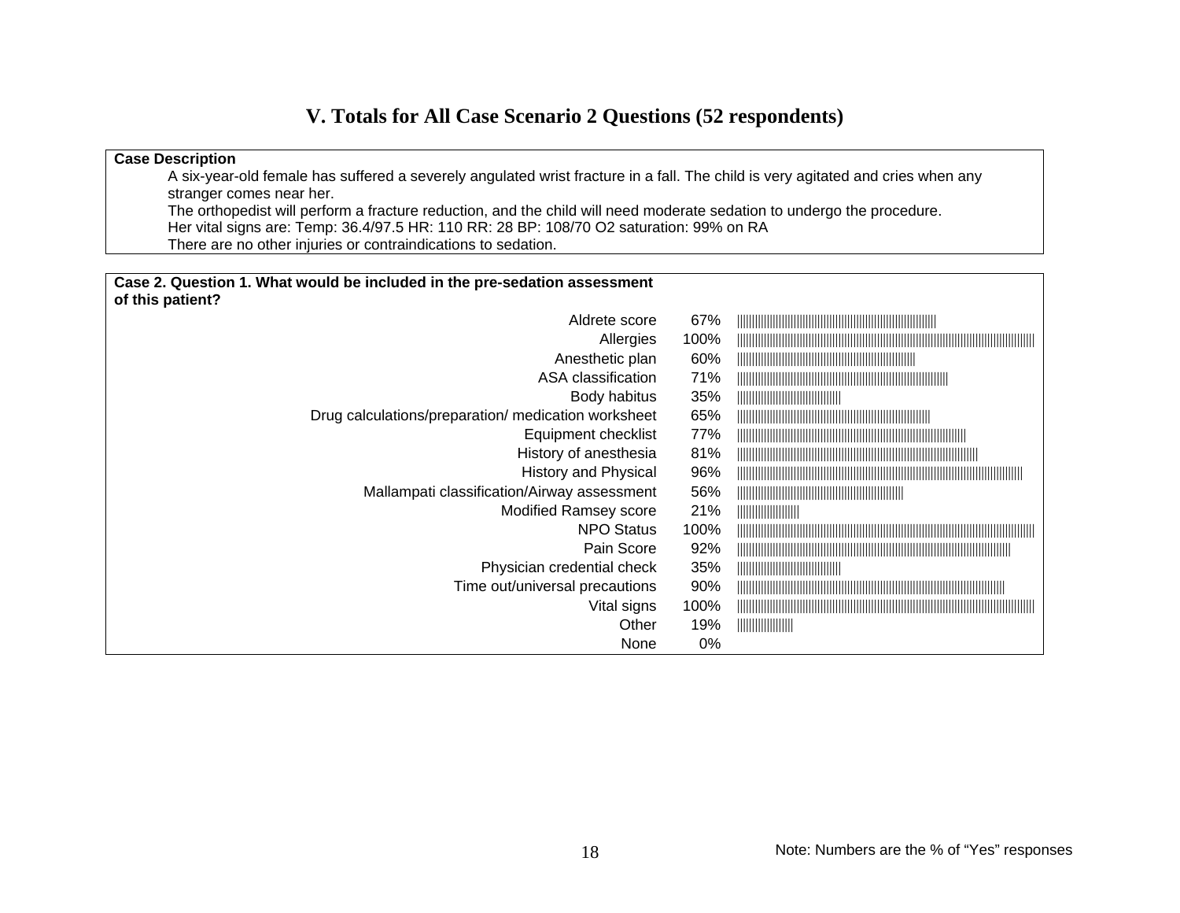# V. Totals for All Case Scenario 2 Questions (52 respondents)

**Case Description**

A six-year-old female has suffered a severely angulated wrist fracture in a fall. The child is very agitated and cries when any stranger comes near her.

The orthopedist will perform a fracture reduction, and the child will need moderate sedation to undergo the procedure.

Her vital signs are: Temp: 36.4/97.5 HR: 110 RR: 28 BP: 108/70 O2 saturation: 99% on RA

There are no other injuries or contraindications to sedation.

**Case 2. Question 1. What would be included in the pre-sedation assessment of this patient?**

| Item | % |
|---|---|
| Aldrete score | 67% |
| Allergies | 100% |
| Anesthetic plan | 60% |
| ASA classification | 71% |
| Body habitus | 35% |
| Drug calculations/preparation/ medication worksheet | 65% |
| Equipment checklist | 77% |
| History of anesthesia | 81% |
| History and Physical | 96% |
| Mallampati classification/Airway assessment | 56% |
| Modified Ramsey score | 21% |
| NPO Status | 100% |
| Pain Score | 92% |
| Physician credential check | 35% |
| Time out/universal precautions | 90% |
| Vital signs | 100% |
| Other | 19% |
| None | 0% |

Note: Numbers are the % of "Yes" responses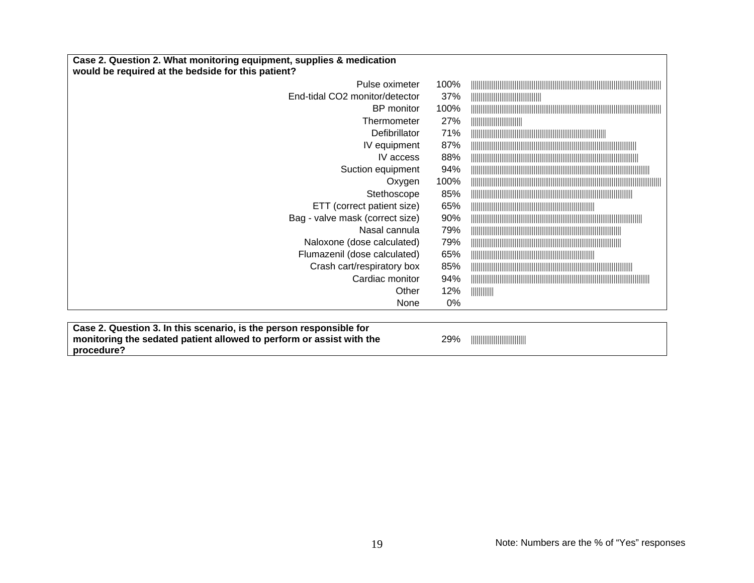**Case 2. Question 2. What monitoring equipment, supplies & medication would be required at the bedside for this patient?**

| Item | % |
|---|---|
| Pulse oximeter | 100% |
| End-tidal CO2 monitor/detector | 37% |
| BP monitor | 100% |
| Thermometer | 27% |
| Defibrillator | 71% |
| IV equipment | 87% |
| IV access | 88% |
| Suction equipment | 94% |
| Oxygen | 100% |
| Stethoscope | 85% |
| ETT (correct patient size) | 65% |
| Bag - valve mask (correct size) | 90% |
| Nasal cannula | 79% |
| Naloxone (dose calculated) | 79% |
| Flumazenil (dose calculated) | 65% |
| Crash cart/respiratory box | 85% |
| Cardiac monitor | 94% |
| Other | 12% |
| None | 0% |

**Case 2. Question 3. In this scenario, is the person responsible for monitoring the sedated patient allowed to perform or assist with the procedure?** 29%

Note: Numbers are the % of "Yes" responses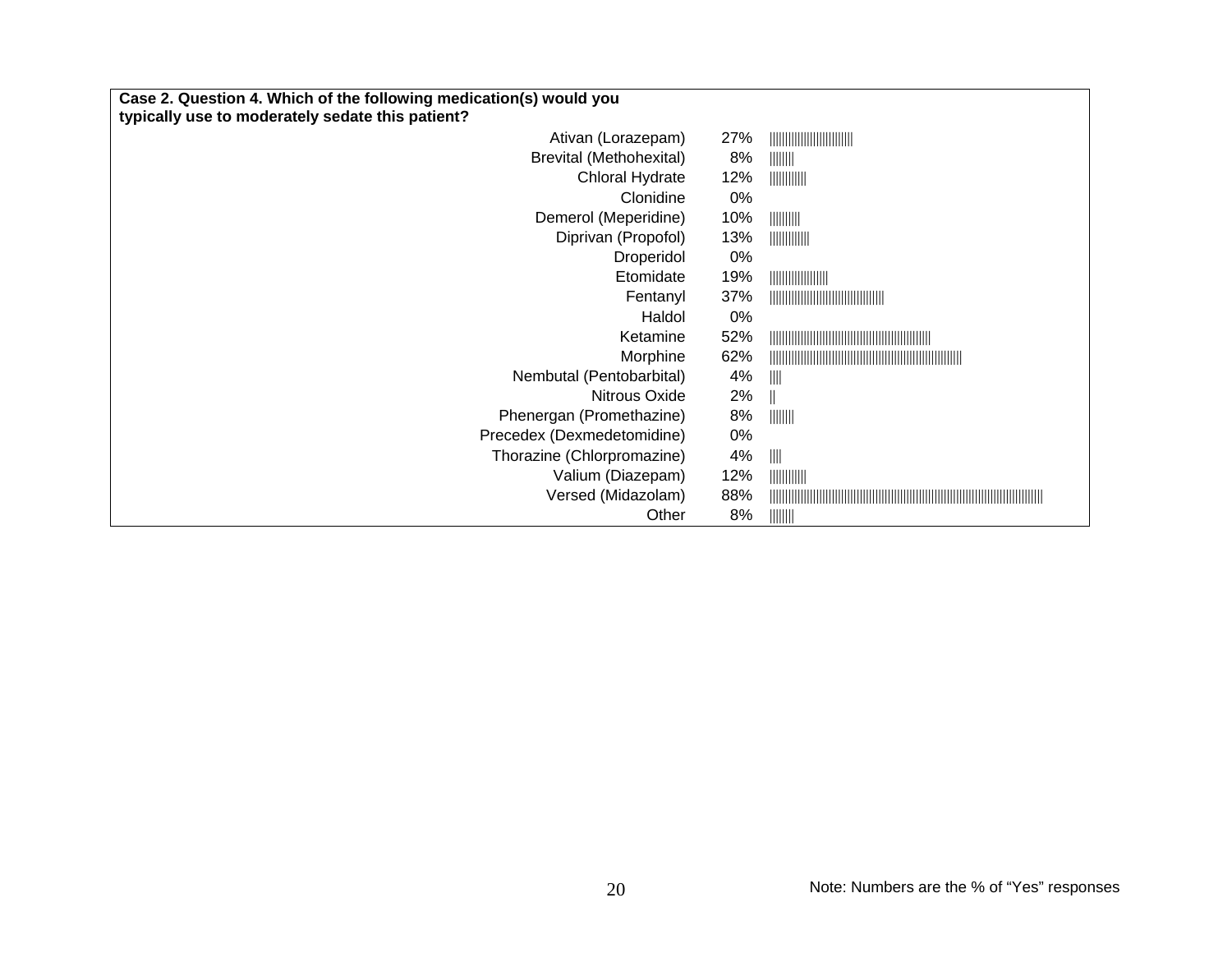**Case 2. Question 4. Which of the following medication(s) would you typically use to moderately sedate this patient?**

| Medication | % |
|---|---|
| Ativan (Lorazepam) | 27% |
| Brevital (Methohexital) | 8% |
| Chloral Hydrate | 12% |
| Clonidine | 0% |
| Demerol (Meperidine) | 10% |
| Diprivan (Propofol) | 13% |
| Droperidol | 0% |
| Etomidate | 19% |
| Fentanyl | 37% |
| Haldol | 0% |
| Ketamine | 52% |
| Morphine | 62% |
| Nembutal (Pentobarbital) | 4% |
| Nitrous Oxide | 2% |
| Phenergan (Promethazine) | 8% |
| Precedex (Dexmedetomidine) | 0% |
| Thorazine (Chlorpromazine) | 4% |
| Valium (Diazepam) | 12% |
| Versed (Midazolam) | 88% |
| Other | 8% |

Note: Numbers are the % of "Yes" responses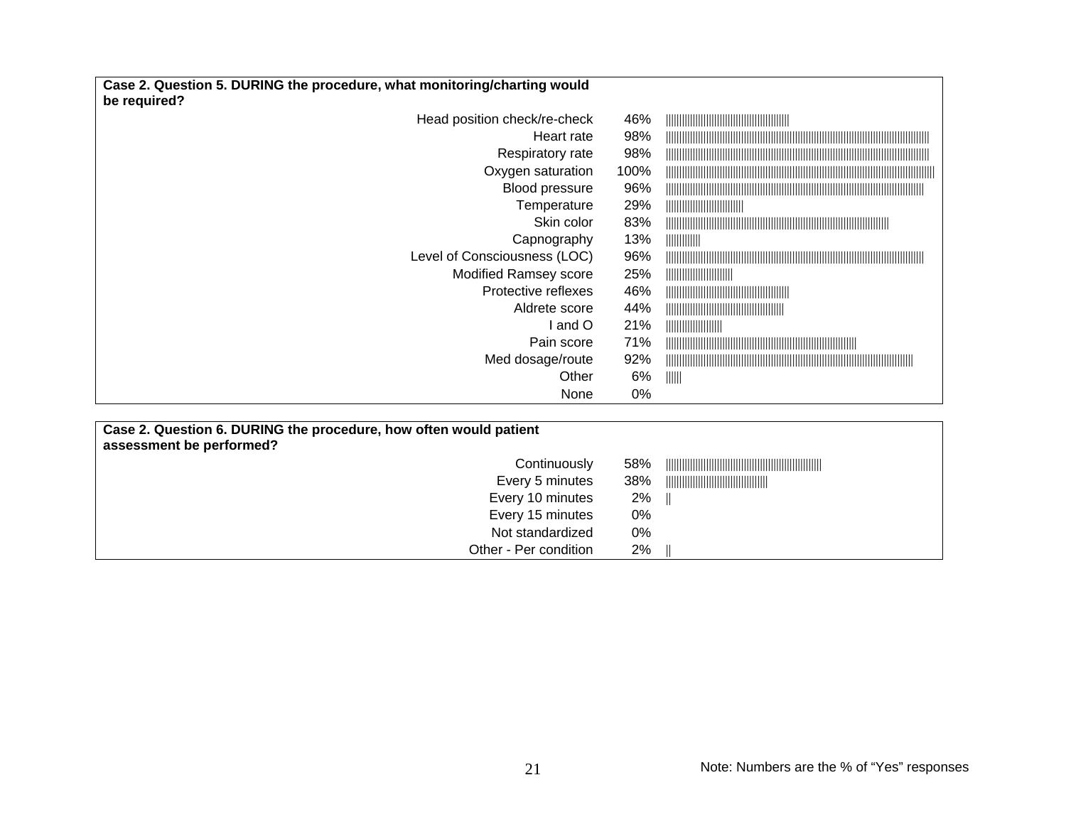**Case 2. Question 5. DURING the procedure, what monitoring/charting would be required?**

| Response | % |
|---|---|
| Head position check/re-check | 46% |
| Heart rate | 98% |
| Respiratory rate | 98% |
| Oxygen saturation | 100% |
| Blood pressure | 96% |
| Temperature | 29% |
| Skin color | 83% |
| Capnography | 13% |
| Level of Consciousness (LOC) | 96% |
| Modified Ramsey score | 25% |
| Protective reflexes | 46% |
| Aldrete score | 44% |
| I and O | 21% |
| Pain score | 71% |
| Med dosage/route | 92% |
| Other | 6% |
| None | 0% |

**Case 2. Question 6. DURING the procedure, how often would patient assessment be performed?**

| Response | % |
|---|---|
| Continuously | 58% |
| Every 5 minutes | 38% |
| Every 10 minutes | 2% |
| Every 15 minutes | 0% |
| Not standardized | 0% |
| Other - Per condition | 2% |

Note: Numbers are the % of "Yes" responses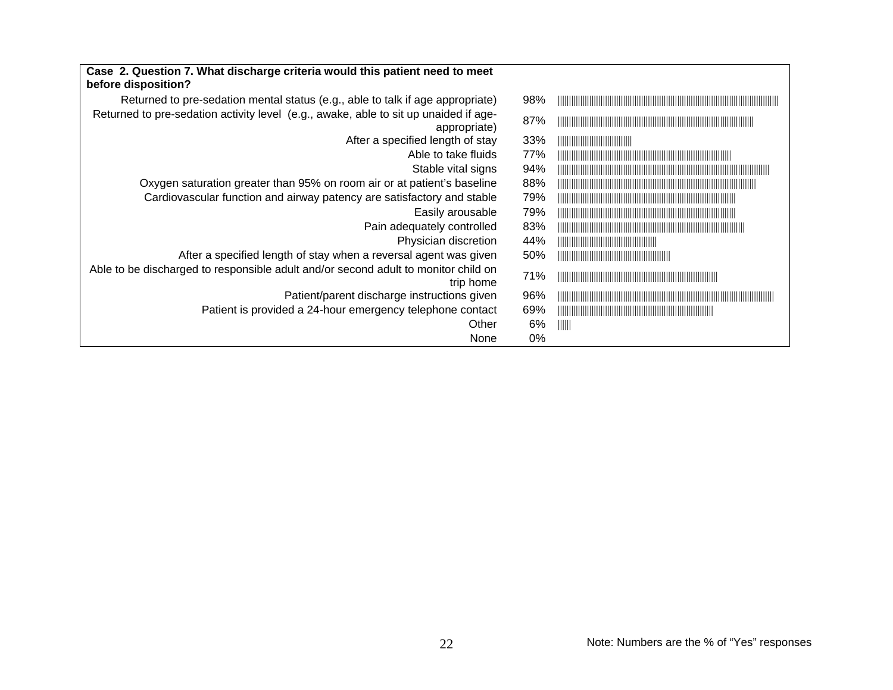**Case 2. Question 7. What discharge criteria would this patient need to meet before disposition?**

Returned to pre-sedation mental status (e.g., able to talk if age appropriate) 98%

Returned to pre-sedation activity level (e.g., awake, able to sit up unaided if age-appropriate) 87%

After a specified length of stay 33%

Able to take fluids 77%

Stable vital signs 94%

Oxygen saturation greater than 95% on room air or at patient's baseline 88%

Cardiovascular function and airway patency are satisfactory and stable 79%

Easily arousable 79%

Pain adequately controlled 83%

Physician discretion 44%

After a specified length of stay when a reversal agent was given 50%

Able to be discharged to responsible adult and/or second adult to monitor child on trip home 71%

Patient/parent discharge instructions given 96%

Patient is provided a 24-hour emergency telephone contact 69%

Other 6%

None 0%

Note: Numbers are the % of "Yes" responses